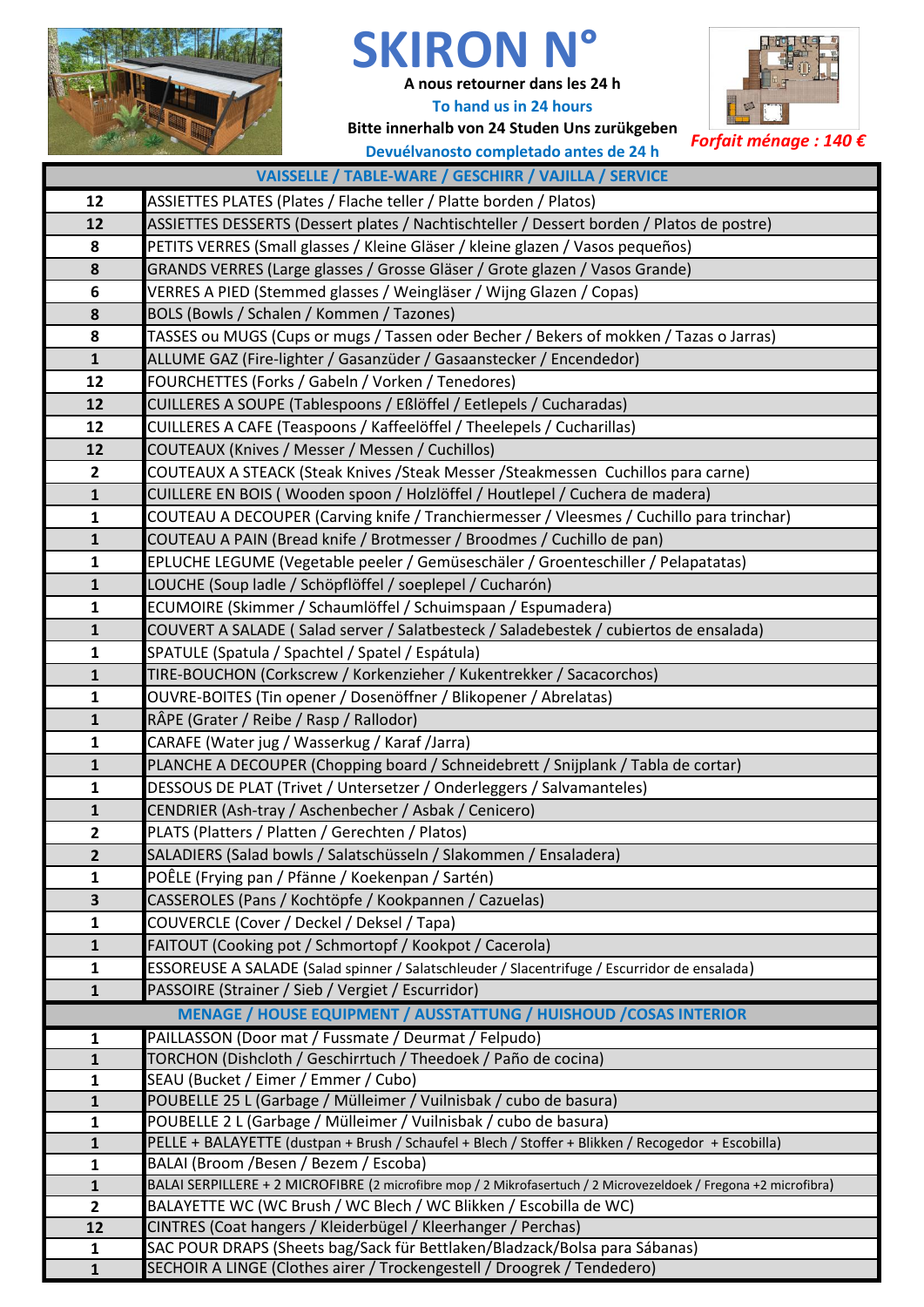# SKIRON N°

**A nous retourner dans les 24 h**

**To hand us in 24 hours**

**Bitte innerhalb von 24 Studen Uns zurükgeben**

**Devuélvanosto completado antes de 24 h**

***Forfait ménage : 140 €***

| | VAISSELLE / TABLE-WARE / GESCHIRR / VAJILLA / SERVICE |
|---|---|
| 12 | ASSIETTES PLATES (Plates / Flache teller / Platte borden / Platos) |
| 12 | ASSIETTES DESSERTS (Dessert plates / Nachtischteller / Dessert borden / Platos de postre) |
| 8 | PETITS VERRES (Small glasses / Kleine Gläser / kleine glazen / Vasos pequeños) |
| 8 | GRANDS VERRES (Large glasses / Grosse Gläser / Grote glazen / Vasos Grande) |
| 6 | VERRES A PIED (Stemmed glasses / Weingläser / Wijng Glazen / Copas) |
| 8 | BOLS (Bowls / Schalen / Kommen / Tazones) |
| 8 | TASSES ou MUGS (Cups or mugs / Tassen oder Becher / Bekers of mokken / Tazas o Jarras) |
| 1 | ALLUME GAZ (Fire-lighter / Gasanzüder / Gasaanstecker / Encendedor) |
| 12 | FOURCHETTES (Forks / Gabeln / Vorken / Tenedores) |
| 12 | CUILLERES A SOUPE (Tablespoons / Eßlöffel / Eetlepels / Cucharadas) |
| 12 | CUILLERES A CAFE (Teaspoons / Kaffeelöffel / Theelepels / Cucharillas) |
| 12 | COUTEAUX (Knives / Messer / Messen / Cuchillos) |
| 2 | COUTEAUX A STEACK (Steak Knives /Steak Messer /Steakmessen Cuchillos para carne) |
| 1 | CUILLERE EN BOIS ( Wooden spoon / Holzlöffel / Houtlepel / Cuchera de madera) |
| 1 | COUTEAU A DECOUPER (Carving knife / Tranchiermesser / Vleesmes / Cuchillo para trinchar) |
| 1 | COUTEAU A PAIN (Bread knife / Brotmesser / Broodmes / Cuchillo de pan) |
| 1 | EPLUCHE LEGUME (Vegetable peeler / Gemüseschäler / Groenteschiller / Pelapatatas) |
| 1 | LOUCHE (Soup ladle / Schöpflöffel / soeplepel / Cucharón) |
| 1 | ECUMOIRE (Skimmer / Schaumlöffel / Schuimspaan / Espumadera) |
| 1 | COUVERT A SALADE ( Salad server / Salatbesteck / Saladebestek / cubiertos de ensalada) |
| 1 | SPATULE (Spatula / Spachtel / Spatel / Espátula) |
| 1 | TIRE-BOUCHON (Corkscrew / Korkenzieher / Kukentrekker / Sacacorchos) |
| 1 | OUVRE-BOITES (Tin opener / Dosenöffner / Blikopener / Abrelatas) |
| 1 | RÂPE (Grater / Reibe / Rasp / Rallodor) |
| 1 | CARAFE (Water jug / Wasserkug / Karaf /Jarra) |
| 1 | PLANCHE A DECOUPER (Chopping board / Schneidebrett / Snijplank / Tabla de cortar) |
| 1 | DESSOUS DE PLAT (Trivet / Untersetzer / Onderleggers / Salvamanteles) |
| 1 | CENDRIER (Ash-tray / Aschenbecher / Asbak / Cenicero) |
| 2 | PLATS (Platters / Platten / Gerechten / Platos) |
| 2 | SALADIERS (Salad bowls / Salatschüsseln / Slakommen / Ensaladera) |
| 1 | POÊLE (Frying pan / Pfänne / Koekenpan / Sartén) |
| 3 | CASSEROLES (Pans / Kochtöpfe / Kookpannen / Cazuelas) |
| 1 | COUVERCLE (Cover / Deckel / Deksel / Tapa) |
| 1 | FAITOUT (Cooking pot / Schmortopf / Kookpot / Cacerola) |
| 1 | ESSOREUSE A SALADE (Salad spinner / Salatschleuder / Slacentrifuge / Escurridor de ensalada) |
| 1 | PASSOIRE (Strainer / Sieb / Vergiet / Escurridor) |
| | **MENAGE / HOUSE EQUIPMENT / AUSSTATTUNG / HUISHOUD /COSAS INTERIOR** |
| 1 | PAILLASSON (Door mat / Fussmate / Deurmat / Felpudo) |
| 1 | TORCHON (Dishcloth / Geschirrtuch / Theedoek / Paño de cocina) |
| 1 | SEAU (Bucket / Eimer / Emmer / Cubo) |
| 1 | POUBELLE 25 L (Garbage / Mülleimer / Vuilnisbak / cubo de basura) |
| 1 | POUBELLE 2 L (Garbage / Mülleimer / Vuilnisbak / cubo de basura) |
| 1 | PELLE + BALAYETTE (dustpan + Brush / Schaufel + Blech / Stoffer + Blikken / Recogedor + Escobilla) |
| 1 | BALAI (Broom /Besen / Bezem / Escoba) |
| 1 | BALAI SERPILLERE + 2 MICROFIBRE (2 microfibre mop / 2 Mikrofasertuch / 2 Microvezeldoek / Fregona +2 microfibra) |
| 2 | BALAYETTE WC (WC Brush / WC Blech / WC Blikken / Escobilla de WC) |
| 12 | CINTRES (Coat hangers / Kleiderbügel / Kleerhanger / Perchas) |
| 1 | SAC POUR DRAPS (Sheets bag/Sack für Bettlaken/Bladzack/Bolsa para Sábanas) |
| 1 | SECHOIR A LINGE (Clothes airer / Trockengestell / Droogrek / Tendedero) |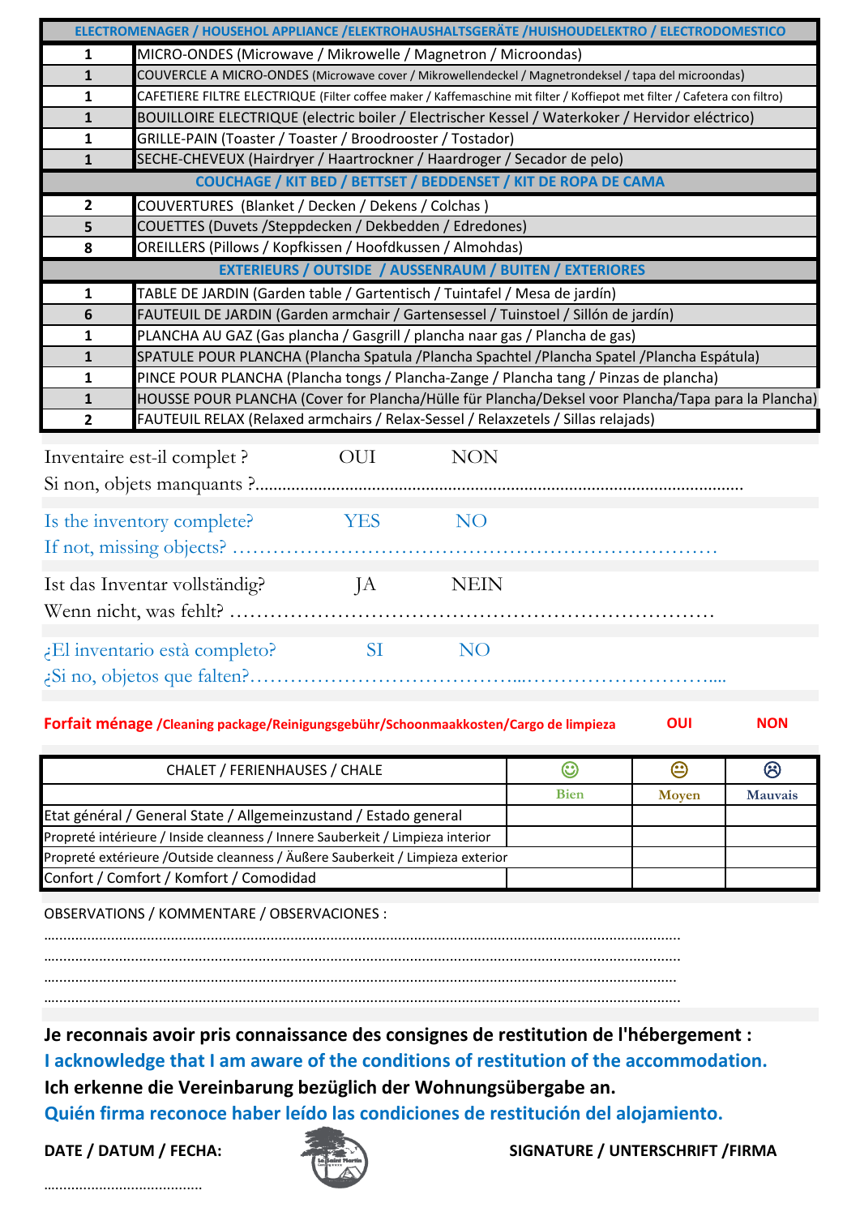| | |
|---|---|
| **ELECTROMENAGER / HOUSEHOL APPLIANCE /ELEKTROHAUSHALTSGERÄTE /HUISHOUDELEKTRO / ELECTRODOMESTICO** | |
| 1 | MICRO-ONDES (Microwave / Mikrowelle / Magnetron / Microondas) |
| 1 | COUVERCLE A MICRO-ONDES (Microwave cover / Mikrowellendeckel / Magnetrondeksel / tapa del microondas) |
| 1 | CAFETIERE FILTRE ELECTRIQUE (Filter coffee maker / Kaffemaschine mit filter / Koffiepot met filter / Cafetera con filtro) |
| 1 | BOUILLOIRE ELECTRIQUE (electric boiler / Electrischer Kessel / Waterkoker / Hervidor eléctrico) |
| 1 | GRILLE-PAIN (Toaster / Toaster / Broodrooster / Tostador) |
| 1 | SECHE-CHEVEUX (Hairdryer / Haartrockner / Haardroger / Secador de pelo) |
| **COUCHAGE / KIT BED / BETTSET / BEDDENSET / KIT DE ROPA DE CAMA** | |
| 2 | COUVERTURES (Blanket / Decken / Dekens / Colchas ) |
| 5 | COUETTES (Duvets /Steppdecken / Dekbedden / Edredones) |
| 8 | OREILLERS (Pillows / Kopfkissen / Hoofdkussen / Almohdas) |
| **EXTERIEURS / OUTSIDE / AUSSENRAUM / BUITEN / EXTERIORES** | |
| 1 | TABLE DE JARDIN (Garden table / Gartentisch / Tuintafel / Mesa de jardín) |
| 6 | FAUTEUIL DE JARDIN (Garden armchair / Gartensessel / Tuinstoel / Sillón de jardín) |
| 1 | PLANCHA AU GAZ (Gas plancha / Gasgrill / plancha naar gas / Plancha de gas) |
| 1 | SPATULE POUR PLANCHA (Plancha Spatula /Plancha Spachtel /Plancha Spatel /Plancha Espátula) |
| 1 | PINCE POUR PLANCHA (Plancha tongs / Plancha-Zange / Plancha tang / Pinzas de plancha) |
| 1 | HOUSSE POUR PLANCHA (Cover for Plancha/Hülle für Plancha/Deksel voor Plancha/Tapa para la Plancha) |
| 2 | FAUTEUIL RELAX (Relaxed armchairs / Relax-Sessel / Relaxzetels / Sillas relajads) |

Inventaire est-il complet ? OUI NON
Si non, objets manquants ?..........................................................................................................

Is the inventory complete? YES NO
If not, missing objects? ……………………………………………………………

Ist das Inventar vollständig? JA NEIN
Wenn nicht, was fehlt? ………………………………………………………………

¿El inventario està completo? SI NO
¿Si no, objetos que falten?…………………………………...………………………....

**Forfait ménage /Cleaning package/Reinigungsgebühr/Schoonmaakkosten/Cargo de limpieza** **OUI** **NON**

| CHALET / FERIENHAUSES / CHALE | ☺ | 😐 | ☹ |
|---|---|---|---|
| | Bien | Moyen | Mauvais |
| Etat général / General State / Allgemeinzustand / Estado general | | | |
| Propreté intérieure / Inside cleanness / Innere Sauberkeit / Limpieza interior | | | |
| Propreté extérieure /Outside cleanness / Äußere Sauberkeit / Limpieza exterior | | | |
| Confort / Comfort / Komfort / Comodidad | | | |

OBSERVATIONS / KOMMENTARE / OBSERVACIONES :

..........................................................................................................................................
..........................................................................................................................................
..........................................................................................................................................
..........................................................................................................................................

**Je reconnais avoir pris connaissance des consignes de restitution de l'hébergement :**
**I acknowledge that I am aware of the conditions of restitution of the accommodation.**
**Ich erkenne die Vereinbarung bezüglich der Wohnungsübergabe an.**
**Quién firma reconoce haber leído las condiciones de restitución del alojamiento.**

**DATE / DATUM / FECHA:** **SIGNATURE / UNTERSCHRIFT /FIRMA**

........................................